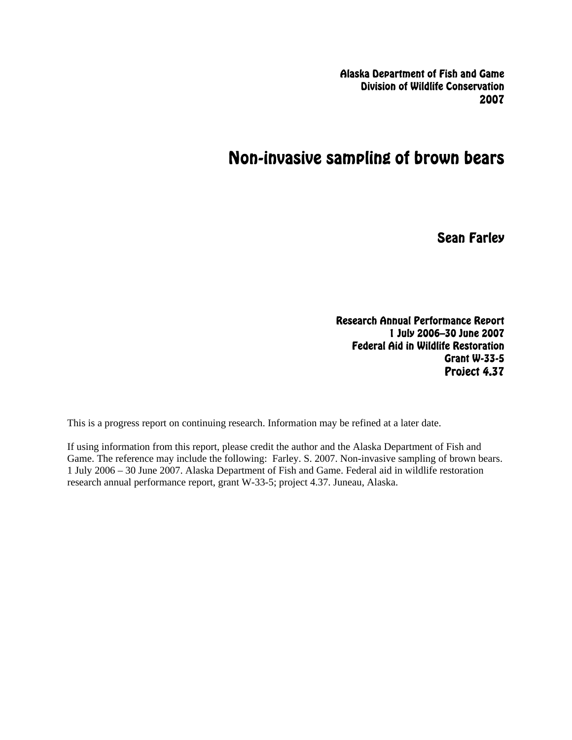Alaska Department of Fish and Game
Division of Wildlife Conservation
2007

# Non-invasive sampling of brown bears

Sean Farley

Research Annual Performance Report
1 July 2006–30 June 2007
Federal Aid in Wildlife Restoration
Grant W-33-5
Project 4.37

This is a progress report on continuing research. Information may be refined at a later date.

If using information from this report, please credit the author and the Alaska Department of Fish and Game. The reference may include the following: Farley. S. 2007. Non-invasive sampling of brown bears. 1 July 2006 – 30 June 2007. Alaska Department of Fish and Game. Federal aid in wildlife restoration research annual performance report, grant W-33-5; project 4.37. Juneau, Alaska.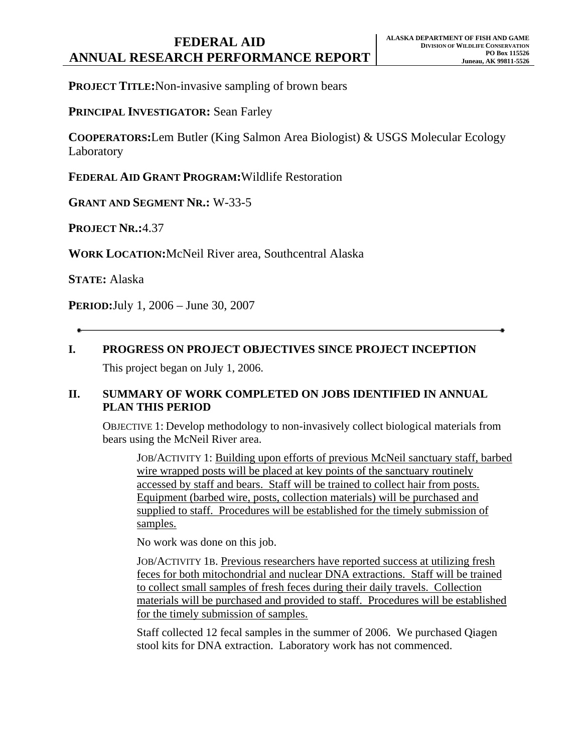# FEDERAL AID ANNUAL RESEARCH PERFORMANCE REPORT

**ALASKA DEPARTMENT OF FISH AND GAME**
**DIVISION OF WILDLIFE CONSERVATION**
**PO Box 115526**
**Juneau, AK 99811-5526**

**PROJECT TITLE:** Non-invasive sampling of brown bears

**PRINCIPAL INVESTIGATOR:** Sean Farley

**COOPERATORS:** Lem Butler (King Salmon Area Biologist) & USGS Molecular Ecology Laboratory

**FEDERAL AID GRANT PROGRAM:** Wildlife Restoration

**GRANT AND SEGMENT NR.:** W-33-5

**PROJECT NR.:** 4.37

**WORK LOCATION:** McNeil River area, Southcentral Alaska

**STATE:** Alaska

**PERIOD:** July 1, 2006 – June 30, 2007

---

## I. PROGRESS ON PROJECT OBJECTIVES SINCE PROJECT INCEPTION

This project began on July 1, 2006.

## II. SUMMARY OF WORK COMPLETED ON JOBS IDENTIFIED IN ANNUAL PLAN THIS PERIOD

OBJECTIVE 1: Develop methodology to non-invasively collect biological materials from bears using the McNeil River area.

JOB/ACTIVITY 1: Building upon efforts of previous McNeil sanctuary staff, barbed wire wrapped posts will be placed at key points of the sanctuary routinely accessed by staff and bears. Staff will be trained to collect hair from posts. Equipment (barbed wire, posts, collection materials) will be purchased and supplied to staff. Procedures will be established for the timely submission of samples.

No work was done on this job.

JOB/ACTIVITY 1B. Previous researchers have reported success at utilizing fresh feces for both mitochondrial and nuclear DNA extractions. Staff will be trained to collect small samples of fresh feces during their daily travels. Collection materials will be purchased and provided to staff. Procedures will be established for the timely submission of samples.

Staff collected 12 fecal samples in the summer of 2006. We purchased Qiagen stool kits for DNA extraction. Laboratory work has not commenced.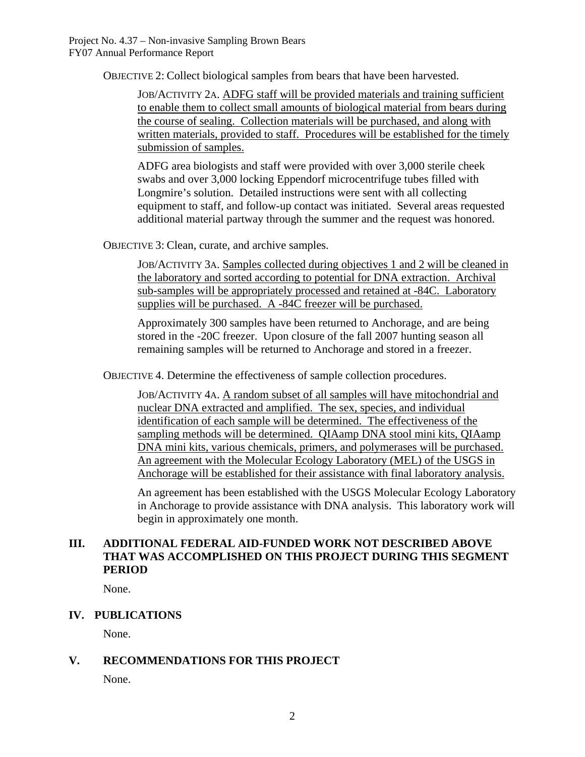OBJECTIVE 2: Collect biological samples from bears that have been harvested.

JOB/ACTIVITY 2A. <u>ADFG staff will be provided materials and training sufficient to enable them to collect small amounts of biological material from bears during the course of sealing. Collection materials will be purchased, and along with written materials, provided to staff. Procedures will be established for the timely submission of samples.</u>

ADFG area biologists and staff were provided with over 3,000 sterile cheek swabs and over 3,000 locking Eppendorf microcentrifuge tubes filled with Longmire's solution. Detailed instructions were sent with all collecting equipment to staff, and follow-up contact was initiated. Several areas requested additional material partway through the summer and the request was honored.

OBJECTIVE 3: Clean, curate, and archive samples.

JOB/ACTIVITY 3A. <u>Samples collected during objectives 1 and 2 will be cleaned in the laboratory and sorted according to potential for DNA extraction. Archival sub-samples will be appropriately processed and retained at -84C. Laboratory supplies will be purchased. A -84C freezer will be purchased.</u>

Approximately 300 samples have been returned to Anchorage, and are being stored in the -20C freezer. Upon closure of the fall 2007 hunting season all remaining samples will be returned to Anchorage and stored in a freezer.

OBJECTIVE 4. Determine the effectiveness of sample collection procedures.

JOB/ACTIVITY 4A. <u>A random subset of all samples will have mitochondrial and nuclear DNA extracted and amplified. The sex, species, and individual identification of each sample will be determined. The effectiveness of the sampling methods will be determined. QIAamp DNA stool mini kits, QIAamp DNA mini kits, various chemicals, primers, and polymerases will be purchased. An agreement with the Molecular Ecology Laboratory (MEL) of the USGS in Anchorage will be established for their assistance with final laboratory analysis.</u>

An agreement has been established with the USGS Molecular Ecology Laboratory in Anchorage to provide assistance with DNA analysis. This laboratory work will begin in approximately one month.

## III. ADDITIONAL FEDERAL AID-FUNDED WORK NOT DESCRIBED ABOVE THAT WAS ACCOMPLISHED ON THIS PROJECT DURING THIS SEGMENT PERIOD

None.

## IV. PUBLICATIONS

None.

## V. RECOMMENDATIONS FOR THIS PROJECT

None.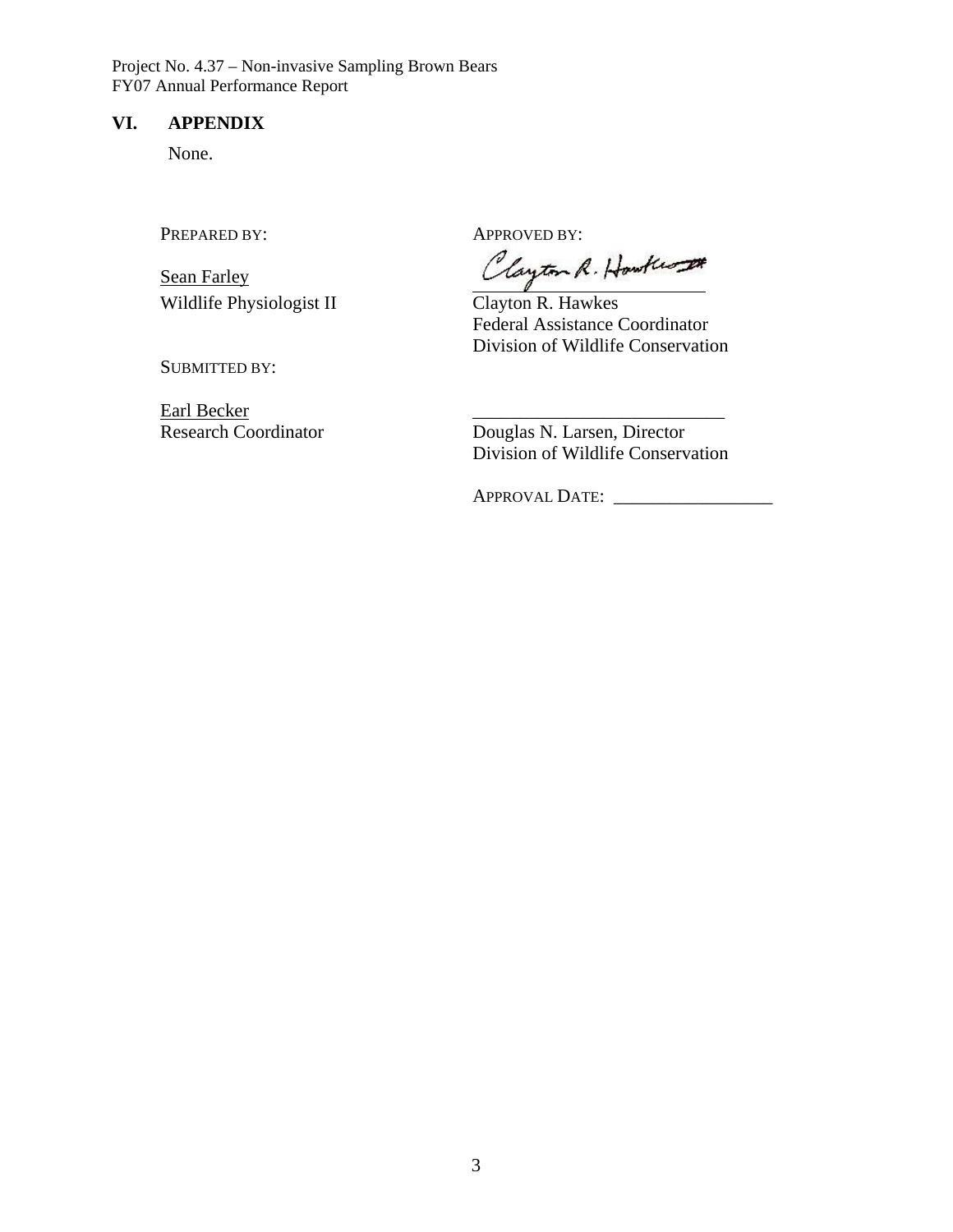## VI. APPENDIX

None.

PREPARED BY:

Sean Farley
Wildlife Physiologist II

SUBMITTED BY:

Earl Becker
Research Coordinator

APPROVED BY:

Clayton R. Hawkes
Federal Assistance Coordinator
Division of Wildlife Conservation

___________________________
Douglas N. Larsen, Director
Division of Wildlife Conservation

APPROVAL DATE: _________________